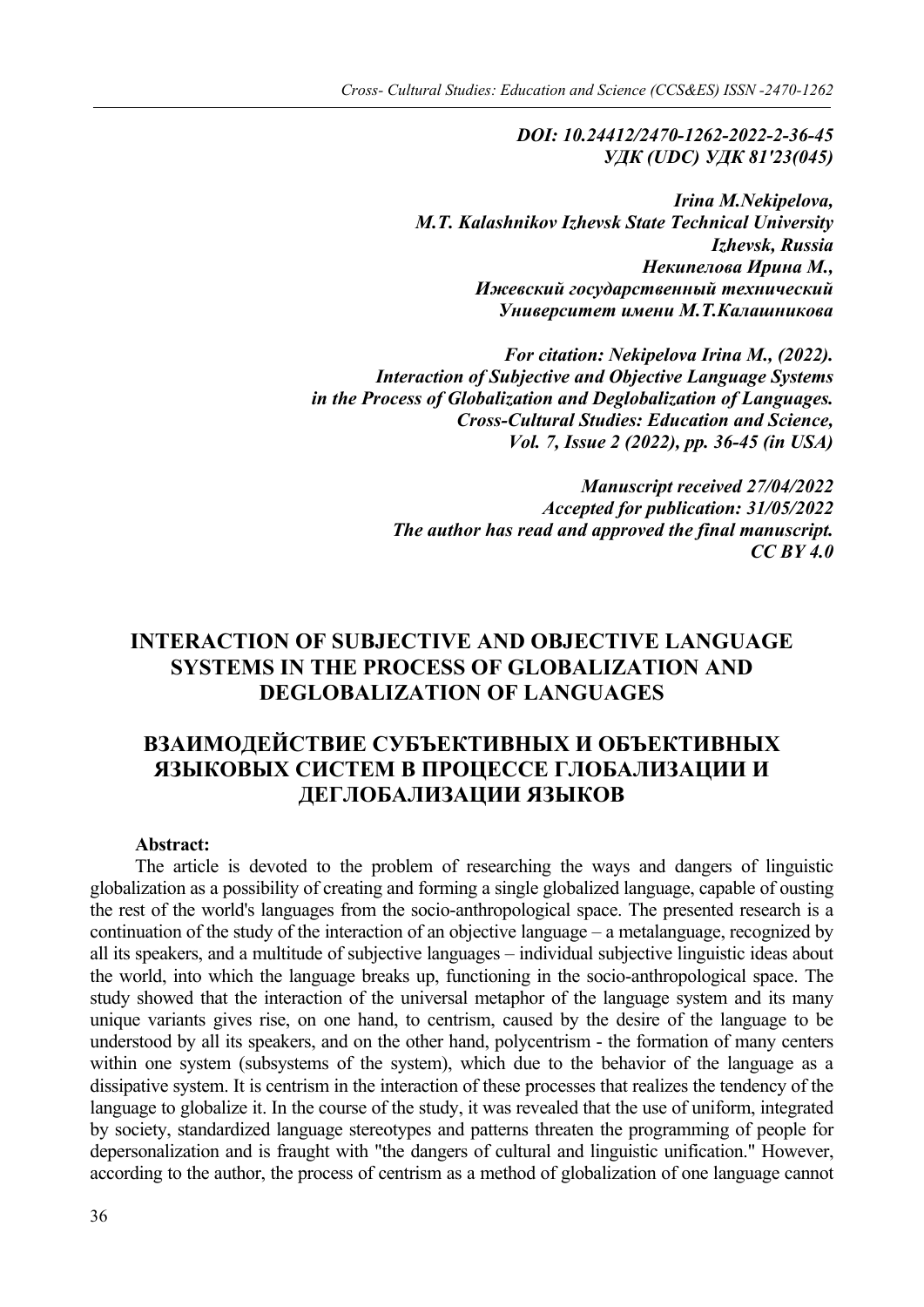***DOI: 10.24412/2470-1262-2022-2-36-45***
***УДК (UDC) УДК 81'23(045)***

***Irina M.Nekipelova,***
***M.T. Kalashnikov Izhevsk State Technical University***
***Izhevsk, Russia***
***Некипелова Ирина М.,***
***Ижевский государственный технический***
***Университет имени М.Т.Калашникова***

***For citation: Nekipelova Irina M., (2022).***
***Interaction of Subjective and Objective Language Systems***
***in the Process of Globalization and Deglobalization of Languages.***
***Cross-Cultural Studies: Education and Science,***
***Vol. 7, Issue 2 (2022), pp. 36-45 (in USA)***

***Manuscript received 27/04/2022***
***Accepted for publication: 31/05/2022***
***The author has read and approved the final manuscript.***
***CC BY 4.0***

# INTERACTION OF SUBJECTIVE AND OBJECTIVE LANGUAGE SYSTEMS IN THE PROCESS OF GLOBALIZATION AND DEGLOBALIZATION OF LANGUAGES

# ВЗАИМОДЕЙСТВИЕ СУБЪЕКТИВНЫХ И ОБЪЕКТИВНЫХ ЯЗЫКОВЫХ СИСТЕМ В ПРОЦЕССЕ ГЛОБАЛИЗАЦИИ И ДЕГЛОБАЛИЗАЦИИ ЯЗЫКОВ

**Abstract:**

The article is devoted to the problem of researching the ways and dangers of linguistic globalization as a possibility of creating and forming a single globalized language, capable of ousting the rest of the world's languages from the socio-anthropological space. The presented research is a continuation of the study of the interaction of an objective language – a metalanguage, recognized by all its speakers, and a multitude of subjective languages – individual subjective linguistic ideas about the world, into which the language breaks up, functioning in the socio-anthropological space. The study showed that the interaction of the universal metaphor of the language system and its many unique variants gives rise, on one hand, to centrism, caused by the desire of the language to be understood by all its speakers, and on the other hand, polycentrism - the formation of many centers within one system (subsystems of the system), which due to the behavior of the language as a dissipative system. It is centrism in the interaction of these processes that realizes the tendency of the language to globalize it. In the course of the study, it was revealed that the use of uniform, integrated by society, standardized language stereotypes and patterns threaten the programming of people for depersonalization and is fraught with "the dangers of cultural and linguistic unification." However, according to the author, the process of centrism as a method of globalization of one language cannot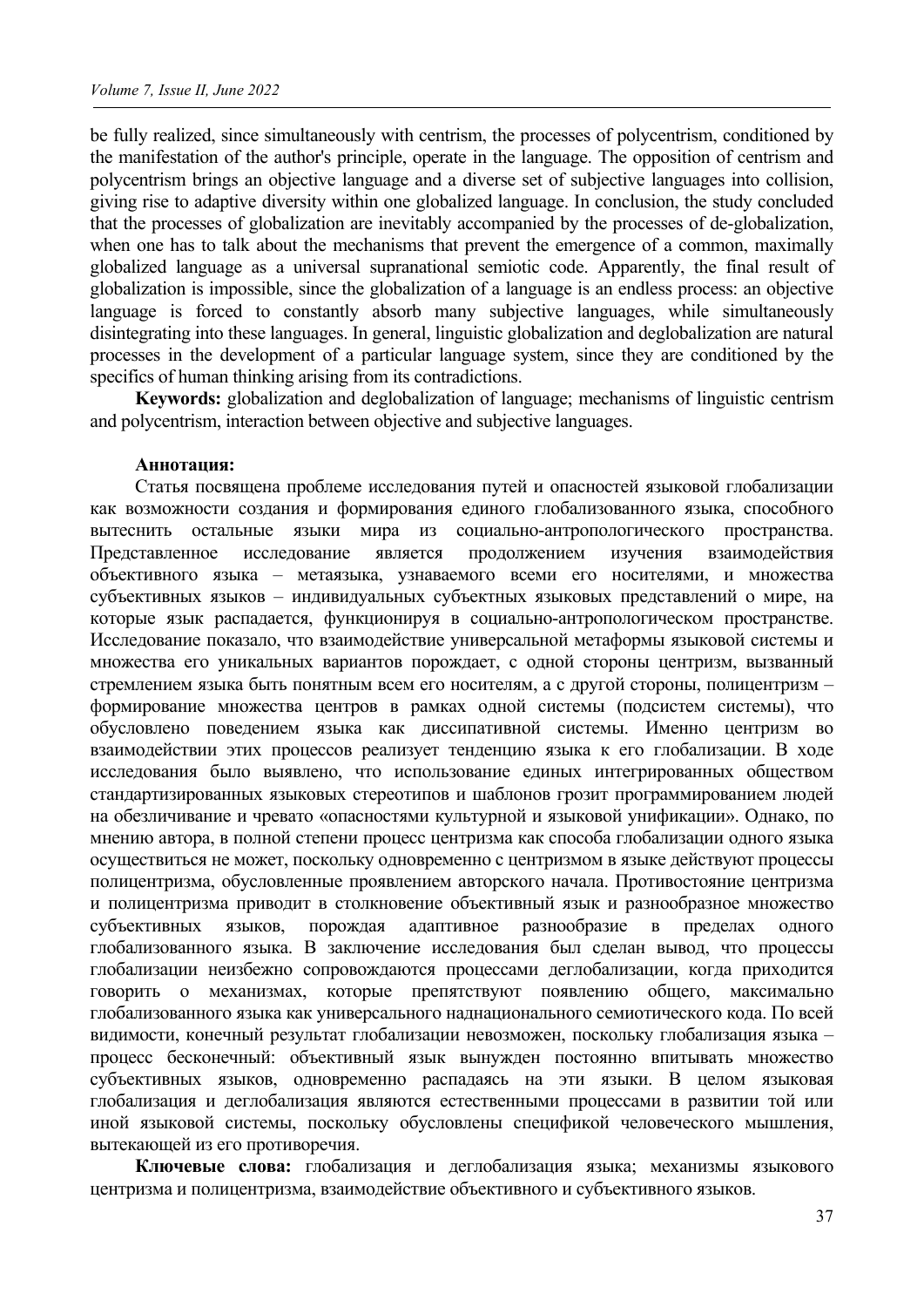be fully realized, since simultaneously with centrism, the processes of polycentrism, conditioned by the manifestation of the author's principle, operate in the language. The opposition of centrism and polycentrism brings an objective language and a diverse set of subjective languages into collision, giving rise to adaptive diversity within one globalized language. In conclusion, the study concluded that the processes of globalization are inevitably accompanied by the processes of de-globalization, when one has to talk about the mechanisms that prevent the emergence of a common, maximally globalized language as a universal supranational semiotic code. Apparently, the final result of globalization is impossible, since the globalization of a language is an endless process: an objective language is forced to constantly absorb many subjective languages, while simultaneously disintegrating into these languages. In general, linguistic globalization and deglobalization are natural processes in the development of a particular language system, since they are conditioned by the specifics of human thinking arising from its contradictions.

**Keywords:** globalization and deglobalization of language; mechanisms of linguistic centrism and polycentrism, interaction between objective and subjective languages.

**Аннотация:**

Статья посвящена проблеме исследования путей и опасностей языковой глобализации как возможности создания и формирования единого глобализованного языка, способного вытеснить остальные языки мира из социально-антропологического пространства. Представленное исследование является продолжением изучения взаимодействия объективного языка – метаязыка, узнаваемого всеми его носителями, и множества субъективных языков – индивидуальных субъектных языковых представлений о мире, на которые язык распадается, функционируя в социально-антропологическом пространстве. Исследование показало, что взаимодействие универсальной метаформы языковой системы и множества его уникальных вариантов порождает, с одной стороны центризм, вызванный стремлением языка быть понятным всем его носителям, а с другой стороны, полицентризм – формирование множества центров в рамках одной системы (подсистем системы), что обусловлено поведением языка как диссипативной системы. Именно центризм во взаимодействии этих процессов реализует тенденцию языка к его глобализации. В ходе исследования было выявлено, что использование единых интегрированных обществом стандартизированных языковых стереотипов и шаблонов грозит программированием людей на обезличивание и чревато «опасностями культурной и языковой унификации». Однако, по мнению автора, в полной степени процесс центризма как способа глобализации одного языка осуществиться не может, поскольку одновременно с центризмом в языке действуют процессы полицентризма, обусловленные проявлением авторского начала. Противостояние центризма и полицентризма приводит в столкновение объективный язык и разнообразное множество субъективных языков, порождая адаптивное разнообразие в пределах одного глобализованного языка. В заключение исследования был сделан вывод, что процессы глобализации неизбежно сопровождаются процессами деглобализации, когда приходится говорить о механизмах, которые препятствуют появлению общего, максимально глобализованного языка как универсального наднационального семиотического кода. По всей видимости, конечный результат глобализации невозможен, поскольку глобализация языка – процесс бесконечный: объективный язык вынужден постоянно впитывать множество субъективных языков, одновременно распадаясь на эти языки. В целом языковая глобализация и деглобализация являются естественными процессами в развитии той или иной языковой системы, поскольку обусловлены спецификой человеческого мышления, вытекающей из его противоречия.

**Ключевые слова:** глобализация и деглобализация языка; механизмы языкового центризма и полицентризма, взаимодействие объективного и субъективного языков.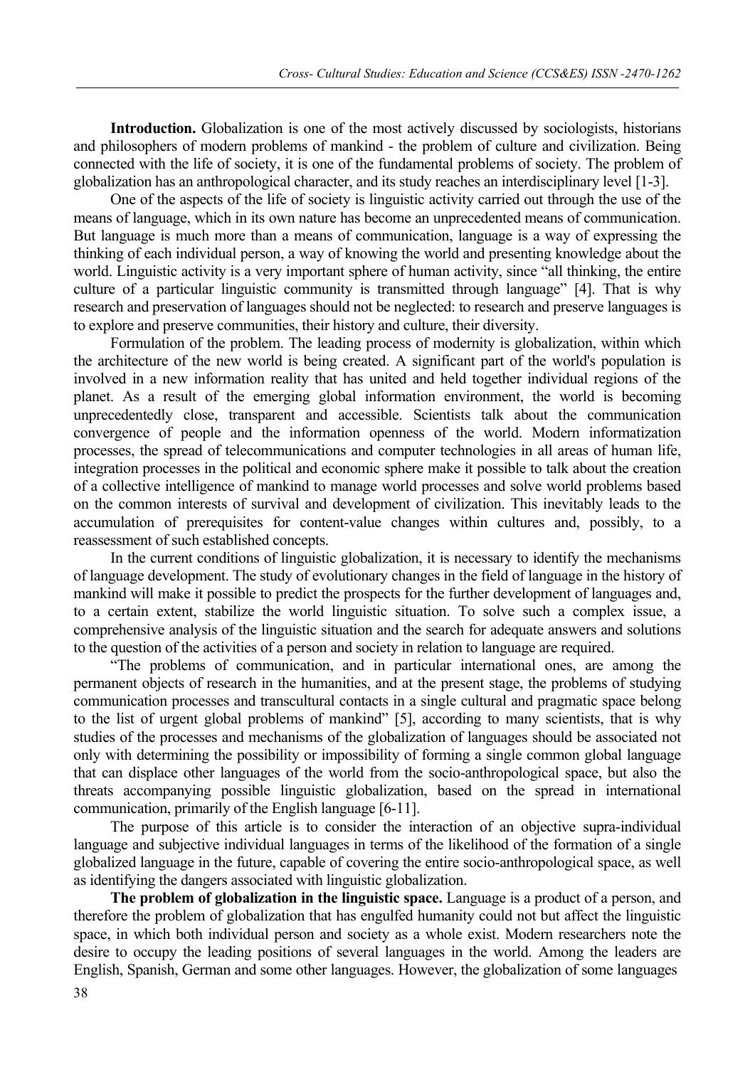**Introduction.** Globalization is one of the most actively discussed by sociologists, historians and philosophers of modern problems of mankind - the problem of culture and civilization. Being connected with the life of society, it is one of the fundamental problems of society. The problem of globalization has an anthropological character, and its study reaches an interdisciplinary level [1-3].

One of the aspects of the life of society is linguistic activity carried out through the use of the means of language, which in its own nature has become an unprecedented means of communication. But language is much more than a means of communication, language is a way of expressing the thinking of each individual person, a way of knowing the world and presenting knowledge about the world. Linguistic activity is a very important sphere of human activity, since "all thinking, the entire culture of a particular linguistic community is transmitted through language" [4]. That is why research and preservation of languages should not be neglected: to research and preserve languages is to explore and preserve communities, their history and culture, their diversity.

Formulation of the problem. The leading process of modernity is globalization, within which the architecture of the new world is being created. A significant part of the world's population is involved in a new information reality that has united and held together individual regions of the planet. As a result of the emerging global information environment, the world is becoming unprecedentedly close, transparent and accessible. Scientists talk about the communication convergence of people and the information openness of the world. Modern informatization processes, the spread of telecommunications and computer technologies in all areas of human life, integration processes in the political and economic sphere make it possible to talk about the creation of a collective intelligence of mankind to manage world processes and solve world problems based on the common interests of survival and development of civilization. This inevitably leads to the accumulation of prerequisites for content-value changes within cultures and, possibly, to a reassessment of such established concepts.

In the current conditions of linguistic globalization, it is necessary to identify the mechanisms of language development. The study of evolutionary changes in the field of language in the history of mankind will make it possible to predict the prospects for the further development of languages and, to a certain extent, stabilize the world linguistic situation. To solve such a complex issue, a comprehensive analysis of the linguistic situation and the search for adequate answers and solutions to the question of the activities of a person and society in relation to language are required.

"The problems of communication, and in particular international ones, are among the permanent objects of research in the humanities, and at the present stage, the problems of studying communication processes and transcultural contacts in a single cultural and pragmatic space belong to the list of urgent global problems of mankind" [5], according to many scientists, that is why studies of the processes and mechanisms of the globalization of languages should be associated not only with determining the possibility or impossibility of forming a single common global language that can displace other languages of the world from the socio-anthropological space, but also the threats accompanying possible linguistic globalization, based on the spread in international communication, primarily of the English language [6-11].

The purpose of this article is to consider the interaction of an objective supra-individual language and subjective individual languages in terms of the likelihood of the formation of a single globalized language in the future, capable of covering the entire socio-anthropological space, as well as identifying the dangers associated with linguistic globalization.

**The problem of globalization in the linguistic space.** Language is a product of a person, and therefore the problem of globalization that has engulfed humanity could not but affect the linguistic space, in which both individual person and society as a whole exist. Modern researchers note the desire to occupy the leading positions of several languages in the world. Among the leaders are English, Spanish, German and some other languages. However, the globalization of some languages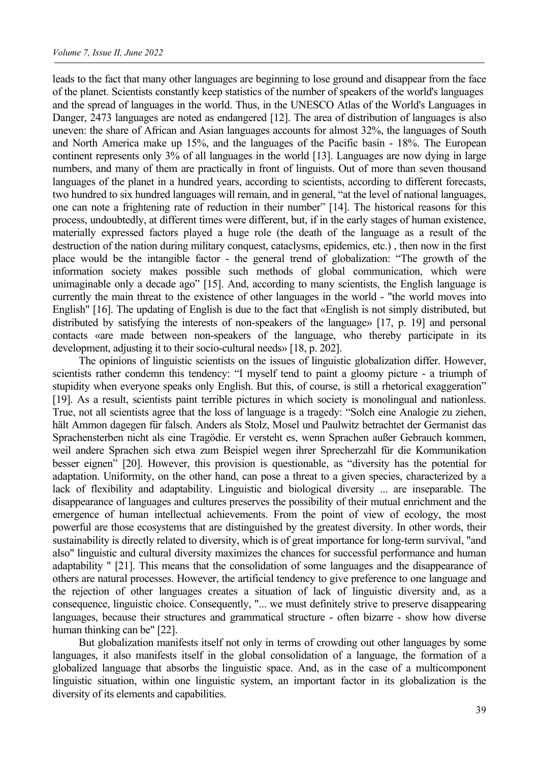leads to the fact that many other languages are beginning to lose ground and disappear from the face of the planet. Scientists constantly keep statistics of the number of speakers of the world's languages and the spread of languages in the world. Thus, in the UNESCO Atlas of the World's Languages in Danger, 2473 languages are noted as endangered [12]. The area of distribution of languages is also uneven: the share of African and Asian languages accounts for almost 32%, the languages of South and North America make up 15%, and the languages of the Pacific basin - 18%. The European continent represents only 3% of all languages in the world [13]. Languages are now dying in large numbers, and many of them are practically in front of linguists. Out of more than seven thousand languages of the planet in a hundred years, according to scientists, according to different forecasts, two hundred to six hundred languages will remain, and in general, "at the level of national languages, one can note a frightening rate of reduction in their number" [14]. The historical reasons for this process, undoubtedly, at different times were different, but, if in the early stages of human existence, materially expressed factors played a huge role (the death of the language as a result of the destruction of the nation during military conquest, cataclysms, epidemics, etc.) , then now in the first place would be the intangible factor - the general trend of globalization: "The growth of the information society makes possible such methods of global communication, which were unimaginable only a decade ago" [15]. And, according to many scientists, the English language is currently the main threat to the existence of other languages in the world - "the world moves into English" [16]. The updating of English is due to the fact that «English is not simply distributed, but distributed by satisfying the interests of non-speakers of the language» [17, p. 19] and personal contacts «are made between non-speakers of the language, who thereby participate in its development, adjusting it to their socio-cultural needs» [18, p. 202].

The opinions of linguistic scientists on the issues of linguistic globalization differ. However, scientists rather condemn this tendency: "I myself tend to paint a gloomy picture - a triumph of stupidity when everyone speaks only English. But this, of course, is still a rhetorical exaggeration" [19]. As a result, scientists paint terrible pictures in which society is monolingual and nationless. True, not all scientists agree that the loss of language is a tragedy: "Solch eine Analogie zu ziehen, hält Ammon dagegen für falsch. Anders als Stolz, Mosel und Paulwitz betrachtet der Germanist das Sprachensterben nicht als eine Tragödie. Er versteht es, wenn Sprachen außer Gebrauch kommen, weil andere Sprachen sich etwa zum Beispiel wegen ihrer Sprecherzahl für die Kommunikation besser eignen" [20]. However, this provision is questionable, as "diversity has the potential for adaptation. Uniformity, on the other hand, can pose a threat to a given species, characterized by a lack of flexibility and adaptability. Linguistic and biological diversity ... are inseparable. The disappearance of languages and cultures preserves the possibility of their mutual enrichment and the emergence of human intellectual achievements. From the point of view of ecology, the most powerful are those ecosystems that are distinguished by the greatest diversity. In other words, their sustainability is directly related to diversity, which is of great importance for long-term survival, "and also" linguistic and cultural diversity maximizes the chances for successful performance and human adaptability " [21]. This means that the consolidation of some languages and the disappearance of others are natural processes. However, the artificial tendency to give preference to one language and the rejection of other languages creates a situation of lack of linguistic diversity and, as a consequence, linguistic choice. Consequently, "... we must definitely strive to preserve disappearing languages, because their structures and grammatical structure - often bizarre - show how diverse human thinking can be" [22].

But globalization manifests itself not only in terms of crowding out other languages by some languages, it also manifests itself in the global consolidation of a language, the formation of a globalized language that absorbs the linguistic space. And, as in the case of a multicomponent linguistic situation, within one linguistic system, an important factor in its globalization is the diversity of its elements and capabilities.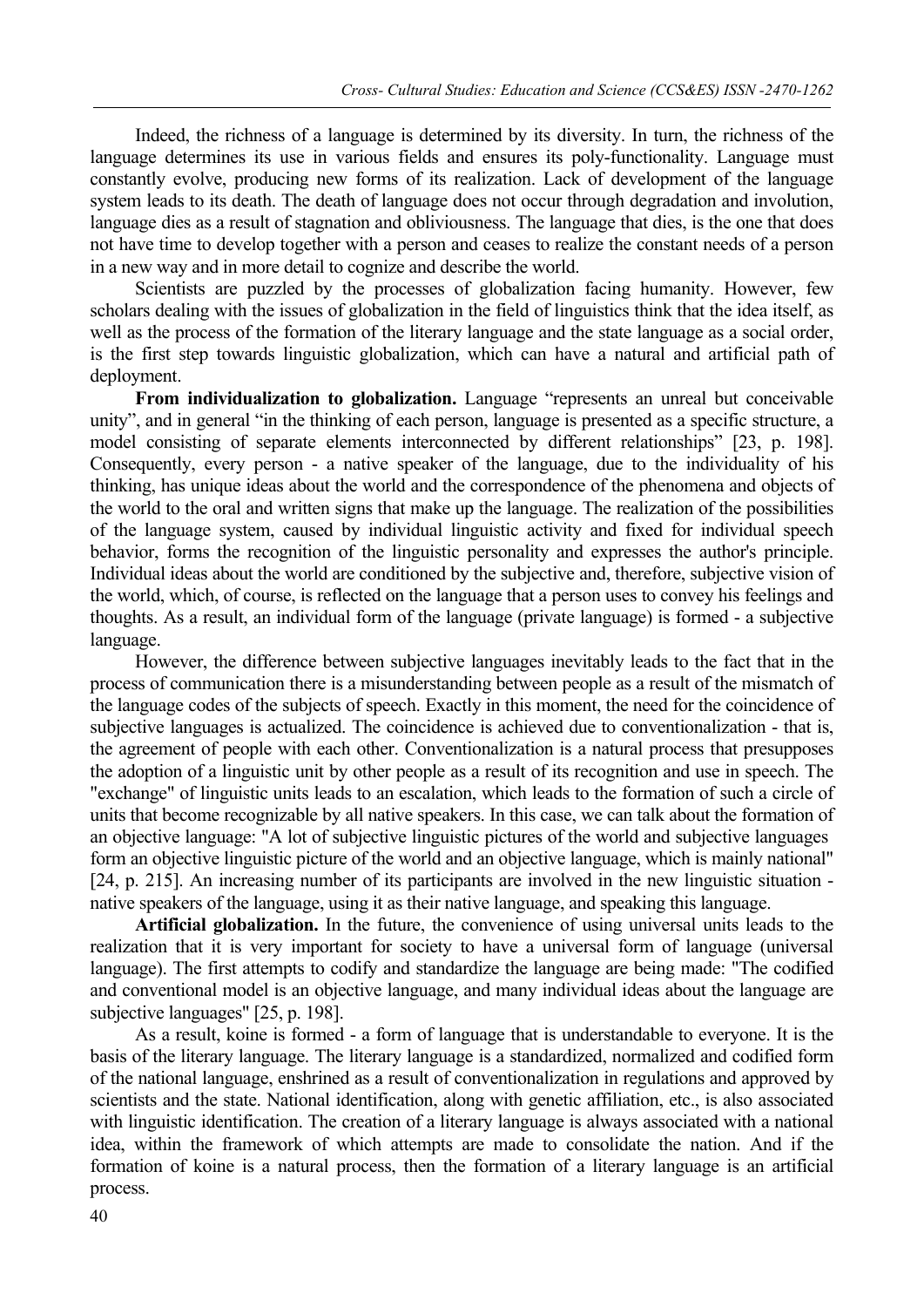Indeed, the richness of a language is determined by its diversity. In turn, the richness of the language determines its use in various fields and ensures its poly-functionality. Language must constantly evolve, producing new forms of its realization. Lack of development of the language system leads to its death. The death of language does not occur through degradation and involution, language dies as a result of stagnation and obliviousness. The language that dies, is the one that does not have time to develop together with a person and ceases to realize the constant needs of a person in a new way and in more detail to cognize and describe the world.

Scientists are puzzled by the processes of globalization facing humanity. However, few scholars dealing with the issues of globalization in the field of linguistics think that the idea itself, as well as the process of the formation of the literary language and the state language as a social order, is the first step towards linguistic globalization, which can have a natural and artificial path of deployment.

**From individualization to globalization.** Language "represents an unreal but conceivable unity", and in general "in the thinking of each person, language is presented as a specific structure, a model consisting of separate elements interconnected by different relationships" [23, p. 198]. Consequently, every person - a native speaker of the language, due to the individuality of his thinking, has unique ideas about the world and the correspondence of the phenomena and objects of the world to the oral and written signs that make up the language. The realization of the possibilities of the language system, caused by individual linguistic activity and fixed for individual speech behavior, forms the recognition of the linguistic personality and expresses the author's principle. Individual ideas about the world are conditioned by the subjective and, therefore, subjective vision of the world, which, of course, is reflected on the language that a person uses to convey his feelings and thoughts. As a result, an individual form of the language (private language) is formed - a subjective language.

However, the difference between subjective languages inevitably leads to the fact that in the process of communication there is a misunderstanding between people as a result of the mismatch of the language codes of the subjects of speech. Exactly in this moment, the need for the coincidence of subjective languages is actualized. The coincidence is achieved due to conventionalization - that is, the agreement of people with each other. Conventionalization is a natural process that presupposes the adoption of a linguistic unit by other people as a result of its recognition and use in speech. The "exchange" of linguistic units leads to an escalation, which leads to the formation of such a circle of units that become recognizable by all native speakers. In this case, we can talk about the formation of an objective language: "A lot of subjective linguistic pictures of the world and subjective languages form an objective linguistic picture of the world and an objective language, which is mainly national" [24, p. 215]. An increasing number of its participants are involved in the new linguistic situation - native speakers of the language, using it as their native language, and speaking this language.

**Artificial globalization.** In the future, the convenience of using universal units leads to the realization that it is very important for society to have a universal form of language (universal language). The first attempts to codify and standardize the language are being made: "The codified and conventional model is an objective language, and many individual ideas about the language are subjective languages" [25, p. 198].

As a result, koine is formed - a form of language that is understandable to everyone. It is the basis of the literary language. The literary language is a standardized, normalized and codified form of the national language, enshrined as a result of conventionalization in regulations and approved by scientists and the state. National identification, along with genetic affiliation, etc., is also associated with linguistic identification. The creation of a literary language is always associated with a national idea, within the framework of which attempts are made to consolidate the nation. And if the formation of koine is a natural process, then the formation of a literary language is an artificial process.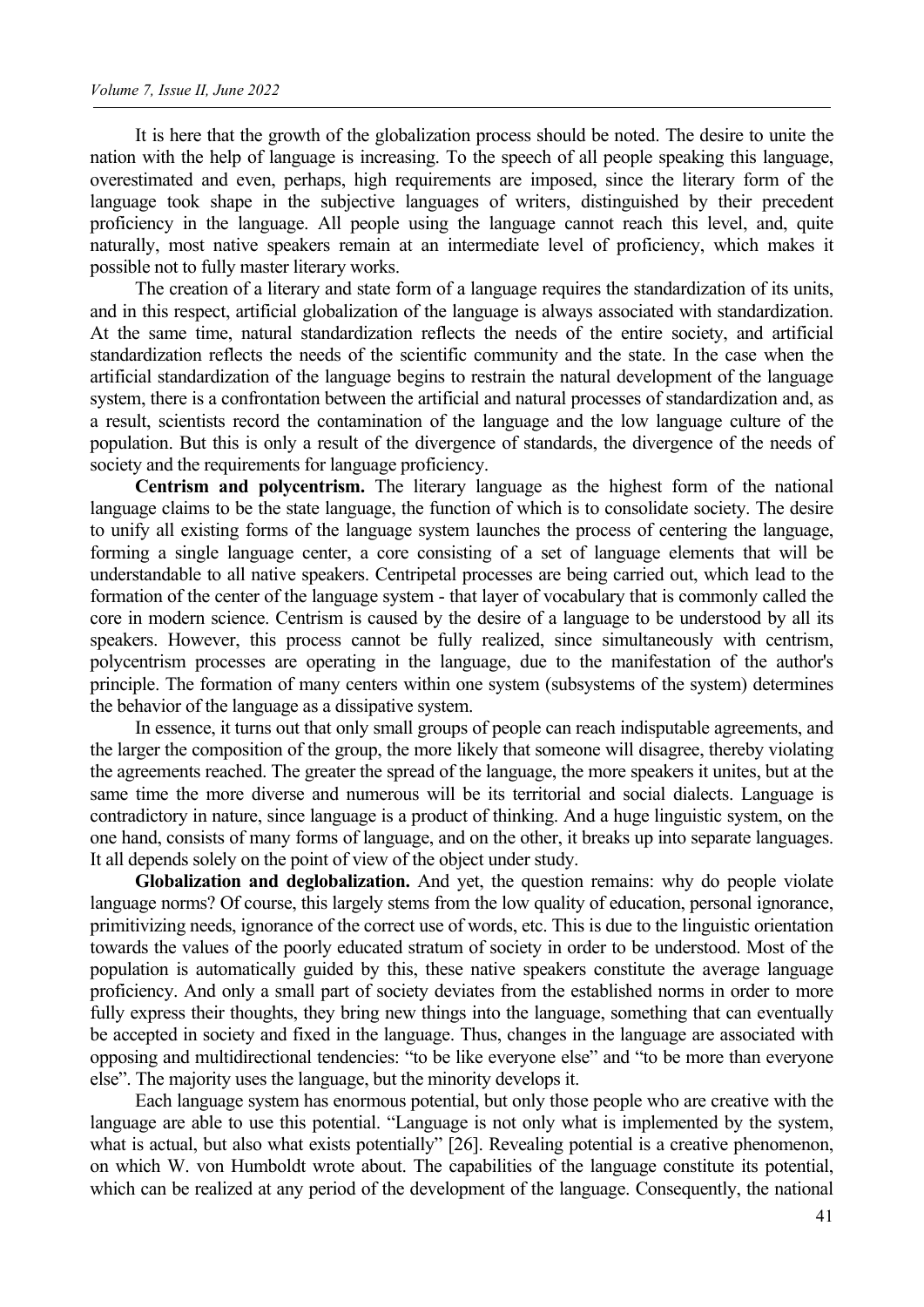It is here that the growth of the globalization process should be noted. The desire to unite the nation with the help of language is increasing. To the speech of all people speaking this language, overestimated and even, perhaps, high requirements are imposed, since the literary form of the language took shape in the subjective languages of writers, distinguished by their precedent proficiency in the language. All people using the language cannot reach this level, and, quite naturally, most native speakers remain at an intermediate level of proficiency, which makes it possible not to fully master literary works.

The creation of a literary and state form of a language requires the standardization of its units, and in this respect, artificial globalization of the language is always associated with standardization. At the same time, natural standardization reflects the needs of the entire society, and artificial standardization reflects the needs of the scientific community and the state. In the case when the artificial standardization of the language begins to restrain the natural development of the language system, there is a confrontation between the artificial and natural processes of standardization and, as a result, scientists record the contamination of the language and the low language culture of the population. But this is only a result of the divergence of standards, the divergence of the needs of society and the requirements for language proficiency.

**Centrism and polycentrism.** The literary language as the highest form of the national language claims to be the state language, the function of which is to consolidate society. The desire to unify all existing forms of the language system launches the process of centering the language, forming a single language center, a core consisting of a set of language elements that will be understandable to all native speakers. Centripetal processes are being carried out, which lead to the formation of the center of the language system - that layer of vocabulary that is commonly called the core in modern science. Centrism is caused by the desire of a language to be understood by all its speakers. However, this process cannot be fully realized, since simultaneously with centrism, polycentrism processes are operating in the language, due to the manifestation of the author's principle. The formation of many centers within one system (subsystems of the system) determines the behavior of the language as a dissipative system.

In essence, it turns out that only small groups of people can reach indisputable agreements, and the larger the composition of the group, the more likely that someone will disagree, thereby violating the agreements reached. The greater the spread of the language, the more speakers it unites, but at the same time the more diverse and numerous will be its territorial and social dialects. Language is contradictory in nature, since language is a product of thinking. And a huge linguistic system, on the one hand, consists of many forms of language, and on the other, it breaks up into separate languages. It all depends solely on the point of view of the object under study.

**Globalization and deglobalization.** And yet, the question remains: why do people violate language norms? Of course, this largely stems from the low quality of education, personal ignorance, primitivizing needs, ignorance of the correct use of words, etc. This is due to the linguistic orientation towards the values of the poorly educated stratum of society in order to be understood. Most of the population is automatically guided by this, these native speakers constitute the average language proficiency. And only a small part of society deviates from the established norms in order to more fully express their thoughts, they bring new things into the language, something that can eventually be accepted in society and fixed in the language. Thus, changes in the language are associated with opposing and multidirectional tendencies: "to be like everyone else" and "to be more than everyone else". The majority uses the language, but the minority develops it.

Each language system has enormous potential, but only those people who are creative with the language are able to use this potential. "Language is not only what is implemented by the system, what is actual, but also what exists potentially" [26]. Revealing potential is a creative phenomenon, on which W. von Humboldt wrote about. The capabilities of the language constitute its potential, which can be realized at any period of the development of the language. Consequently, the national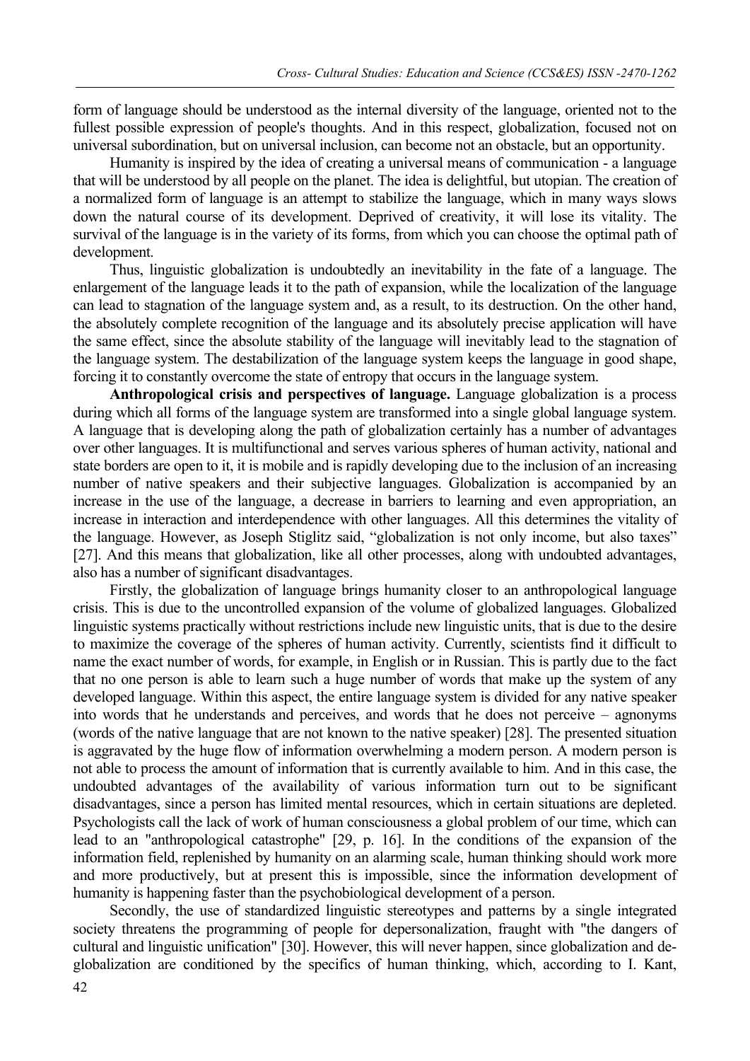form of language should be understood as the internal diversity of the language, oriented not to the fullest possible expression of people's thoughts. And in this respect, globalization, focused not on universal subordination, but on universal inclusion, can become not an obstacle, but an opportunity.

Humanity is inspired by the idea of creating a universal means of communication - a language that will be understood by all people on the planet. The idea is delightful, but utopian. The creation of a normalized form of language is an attempt to stabilize the language, which in many ways slows down the natural course of its development. Deprived of creativity, it will lose its vitality. The survival of the language is in the variety of its forms, from which you can choose the optimal path of development.

Thus, linguistic globalization is undoubtedly an inevitability in the fate of a language. The enlargement of the language leads it to the path of expansion, while the localization of the language can lead to stagnation of the language system and, as a result, to its destruction. On the other hand, the absolutely complete recognition of the language and its absolutely precise application will have the same effect, since the absolute stability of the language will inevitably lead to the stagnation of the language system. The destabilization of the language system keeps the language in good shape, forcing it to constantly overcome the state of entropy that occurs in the language system.

**Anthropological crisis and perspectives of language.** Language globalization is a process during which all forms of the language system are transformed into a single global language system. A language that is developing along the path of globalization certainly has a number of advantages over other languages. It is multifunctional and serves various spheres of human activity, national and state borders are open to it, it is mobile and is rapidly developing due to the inclusion of an increasing number of native speakers and their subjective languages. Globalization is accompanied by an increase in the use of the language, a decrease in barriers to learning and even appropriation, an increase in interaction and interdependence with other languages. All this determines the vitality of the language. However, as Joseph Stiglitz said, "globalization is not only income, but also taxes" [27]. And this means that globalization, like all other processes, along with undoubted advantages, also has a number of significant disadvantages.

Firstly, the globalization of language brings humanity closer to an anthropological language crisis. This is due to the uncontrolled expansion of the volume of globalized languages. Globalized linguistic systems practically without restrictions include new linguistic units, that is due to the desire to maximize the coverage of the spheres of human activity. Currently, scientists find it difficult to name the exact number of words, for example, in English or in Russian. This is partly due to the fact that no one person is able to learn such a huge number of words that make up the system of any developed language. Within this aspect, the entire language system is divided for any native speaker into words that he understands and perceives, and words that he does not perceive – agnonyms (words of the native language that are not known to the native speaker) [28]. The presented situation is aggravated by the huge flow of information overwhelming a modern person. A modern person is not able to process the amount of information that is currently available to him. And in this case, the undoubted advantages of the availability of various information turn out to be significant disadvantages, since a person has limited mental resources, which in certain situations are depleted. Psychologists call the lack of work of human consciousness a global problem of our time, which can lead to an "anthropological catastrophe" [29, p. 16]. In the conditions of the expansion of the information field, replenished by humanity on an alarming scale, human thinking should work more and more productively, but at present this is impossible, since the information development of humanity is happening faster than the psychobiological development of a person.

Secondly, the use of standardized linguistic stereotypes and patterns by a single integrated society threatens the programming of people for depersonalization, fraught with "the dangers of cultural and linguistic unification" [30]. However, this will never happen, since globalization and de-globalization are conditioned by the specifics of human thinking, which, according to I. Kant,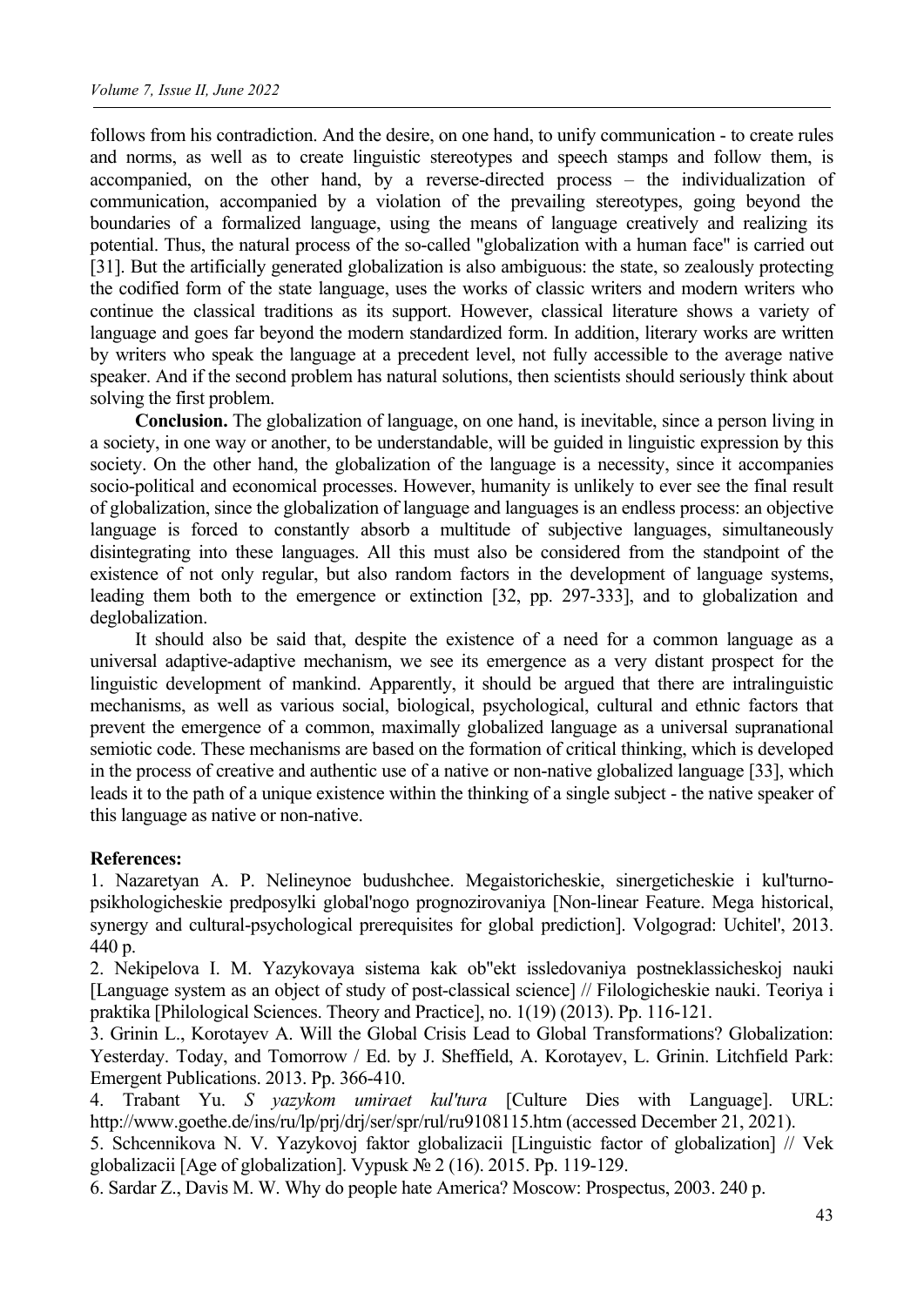follows from his contradiction. And the desire, on one hand, to unify communication - to create rules and norms, as well as to create linguistic stereotypes and speech stamps and follow them, is accompanied, on the other hand, by a reverse-directed process – the individualization of communication, accompanied by a violation of the prevailing stereotypes, going beyond the boundaries of a formalized language, using the means of language creatively and realizing its potential. Thus, the natural process of the so-called "globalization with a human face" is carried out [31]. But the artificially generated globalization is also ambiguous: the state, so zealously protecting the codified form of the state language, uses the works of classic writers and modern writers who continue the classical traditions as its support. However, classical literature shows a variety of language and goes far beyond the modern standardized form. In addition, literary works are written by writers who speak the language at a precedent level, not fully accessible to the average native speaker. And if the second problem has natural solutions, then scientists should seriously think about solving the first problem.

**Conclusion.** The globalization of language, on one hand, is inevitable, since a person living in a society, in one way or another, to be understandable, will be guided in linguistic expression by this society. On the other hand, the globalization of the language is a necessity, since it accompanies socio-political and economical processes. However, humanity is unlikely to ever see the final result of globalization, since the globalization of language and languages is an endless process: an objective language is forced to constantly absorb a multitude of subjective languages, simultaneously disintegrating into these languages. All this must also be considered from the standpoint of the existence of not only regular, but also random factors in the development of language systems, leading them both to the emergence or extinction [32, pp. 297-333], and to globalization and deglobalization.

It should also be said that, despite the existence of a need for a common language as a universal adaptive-adaptive mechanism, we see its emergence as a very distant prospect for the linguistic development of mankind. Apparently, it should be argued that there are intralinguistic mechanisms, as well as various social, biological, psychological, cultural and ethnic factors that prevent the emergence of a common, maximally globalized language as a universal supranational semiotic code. These mechanisms are based on the formation of critical thinking, which is developed in the process of creative and authentic use of a native or non-native globalized language [33], which leads it to the path of a unique existence within the thinking of a single subject - the native speaker of this language as native or non-native.

**References:**

1. Nazaretyan A. P. Nelineynoe budushchee. Megaistoricheskie, sinergeticheskie i kul'turno-psikhologicheskie predposylki global'nogo prognozirovaniya [Non-linear Feature. Mega historical, synergy and cultural-psychological prerequisites for global prediction]. Volgograd: Uchitel', 2013. 440 p.
2. Nekipelova I. M. Yazykovaya sistema kak ob"ekt issledovaniya postneklassicheskoj nauki [Language system as an object of study of post-classical science] // Filologicheskie nauki. Teoriya i praktika [Philological Sciences. Theory and Practice], no. 1(19) (2013). Pp. 116-121.
3. Grinin L., Korotayev A. Will the Global Crisis Lead to Global Transformations? Globalization: Yesterday. Today, and Tomorrow / Ed. by J. Sheffield, A. Korotayev, L. Grinin. Litchfield Park: Emergent Publications. 2013. Pp. 366-410.
4. Trabant Yu. *S yazykom umiraet kul'tura* [Culture Dies with Language]. URL: http://www.goethe.de/ins/ru/lp/prj/drj/ser/spr/rul/ru9108115.htm (accessed December 21, 2021).
5. Schcennikova N. V. Yazykovoj faktor globalizacii [Linguistic factor of globalization] // Vek globalizacii [Age of globalization]. Vypusk № 2 (16). 2015. Pp. 119-129.
6. Sardar Z., Davis M. W. Why do people hate America? Moscow: Prospectus, 2003. 240 p.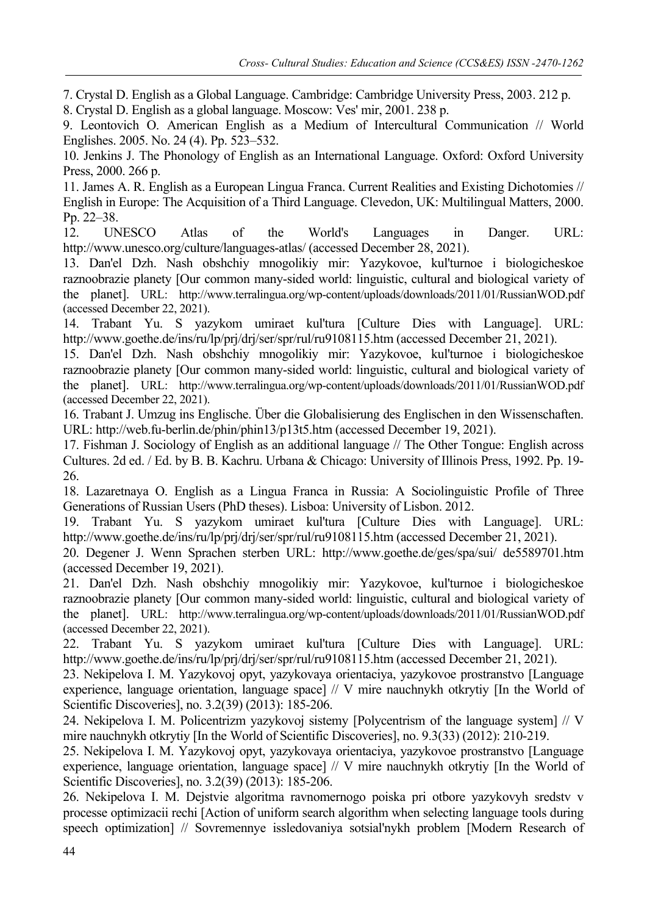7. Crystal D. English as a Global Language. Cambridge: Cambridge University Press, 2003. 212 p.

8. Crystal D. English as a global language. Moscow: Ves' mir, 2001. 238 p.

9. Leontovich O. American English as a Medium of Intercultural Communication // World Englishes. 2005. No. 24 (4). Pp. 523–532.

10. Jenkins J. The Phonology of English as an International Language. Oxford: Oxford University Press, 2000. 266 p.

11. James A. R. English as a European Lingua Franca. Current Realities and Existing Dichotomies // English in Europe: The Acquisition of a Third Language. Clevedon, UK: Multilingual Matters, 2000. Pp. 22–38.

12. UNESCO Atlas of the World's Languages in Danger. URL: http://www.unesco.org/culture/languages-atlas/ (accessed December 28, 2021).

13. Dan'el Dzh. Nash obshchiy mnogolikiy mir: Yazykovoe, kul'turnoe i biologicheskoe raznoobrazie planety [Our common many-sided world: linguistic, cultural and biological variety of the planet]. URL: http://www.terralingua.org/wp-content/uploads/downloads/2011/01/RussianWOD.pdf (accessed December 22, 2021).

14. Trabant Yu. S yazykom umiraet kul'tura [Culture Dies with Language]. URL: http://www.goethe.de/ins/ru/lp/prj/drj/ser/spr/rul/ru9108115.htm (accessed December 21, 2021).

15. Dan'el Dzh. Nash obshchiy mnogolikiy mir: Yazykovoe, kul'turnoe i biologicheskoe raznoobrazie planety [Our common many-sided world: linguistic, cultural and biological variety of the planet]. URL: http://www.terralingua.org/wp-content/uploads/downloads/2011/01/RussianWOD.pdf (accessed December 22, 2021).

16. Trabant J. Umzug ins Englische. Über die Globalisierung des Englischen in den Wissenschaften. URL: http://web.fu-berlin.de/phin/phin13/p13t5.htm (accessed December 19, 2021).

17. Fishman J. Sociology of English as an additional language // The Other Tongue: English across Cultures. 2d ed. / Ed. by B. B. Kachru. Urbana & Chicago: University of Illinois Press, 1992. Pp. 19-26.

18. Lazaretnaya O. English as a Lingua Franca in Russia: A Sociolinguistic Profile of Three Generations of Russian Users (PhD theses). Lisboa: University of Lisbon. 2012.

19. Trabant Yu. S yazykom umiraet kul'tura [Culture Dies with Language]. URL: http://www.goethe.de/ins/ru/lp/prj/drj/ser/spr/rul/ru9108115.htm (accessed December 21, 2021).

20. Degener J. Wenn Sprachen sterben URL: http://www.goethe.de/ges/spa/sui/ de5589701.htm (accessed December 19, 2021).

21. Dan'el Dzh. Nash obshchiy mnogolikiy mir: Yazykovoe, kul'turnoe i biologicheskoe raznoobrazie planety [Our common many-sided world: linguistic, cultural and biological variety of the planet]. URL: http://www.terralingua.org/wp-content/uploads/downloads/2011/01/RussianWOD.pdf (accessed December 22, 2021).

22. Trabant Yu. S yazykom umiraet kul'tura [Culture Dies with Language]. URL: http://www.goethe.de/ins/ru/lp/prj/drj/ser/spr/rul/ru9108115.htm (accessed December 21, 2021).

23. Nekipelova I. M. Yazykovoj opyt, yazykovaya orientaciya, yazykovoe prostranstvo [Language experience, language orientation, language space] // V mire nauchnykh otkrytiy [In the World of Scientific Discoveries], no. 3.2(39) (2013): 185-206.

24. Nekipelova I. M. Policentrizm yazykovoj sistemy [Polycentrism of the language system] // V mire nauchnykh otkrytiy [In the World of Scientific Discoveries], no. 9.3(33) (2012): 210-219.

25. Nekipelova I. M. Yazykovoj opyt, yazykovaya orientaciya, yazykovoe prostranstvo [Language experience, language orientation, language space] // V mire nauchnykh otkrytiy [In the World of Scientific Discoveries], no. 3.2(39) (2013): 185-206.

26. Nekipelova I. M. Dejstvie algoritma ravnomernogo poiska pri otbore yazykovyh sredstv v processe optimizacii rechi [Action of uniform search algorithm when selecting language tools during speech optimization] // Sovremennye issledovaniya sotsial'nykh problem [Modern Research of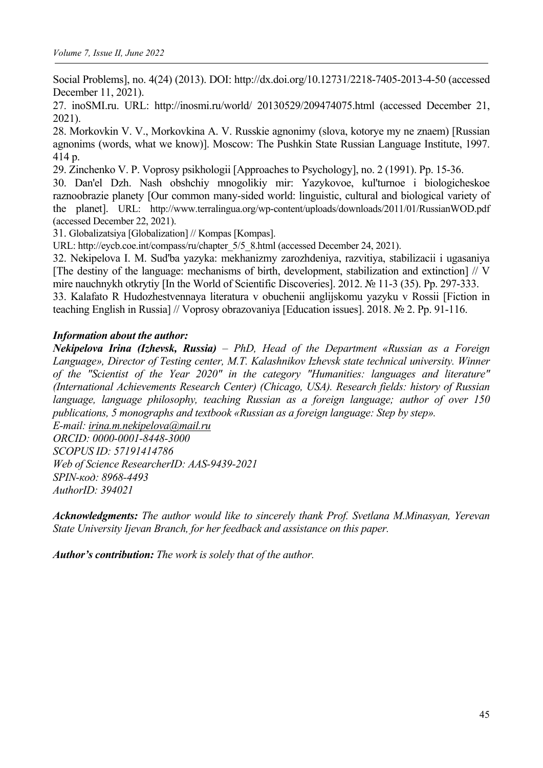Social Problems], no. 4(24) (2013). DOI: http://dx.doi.org/10.12731/2218-7405-2013-4-50 (accessed December 11, 2021).

27. inoSMI.ru. URL: http://inosmi.ru/world/ 20130529/209474075.html (accessed December 21, 2021).

28. Morkovkin V. V., Morkovkina A. V. Russkie agnonimy (slova, kotorye my ne znaem) [Russian agnonims (words, what we know)]. Moscow: The Pushkin State Russian Language Institute, 1997. 414 p.

29. Zinchenko V. P. Voprosy psikhologii [Approaches to Psychology], no. 2 (1991). Pp. 15-36.

30. Dan'el Dzh. Nash obshchiy mnogolikiy mir: Yazykovoe, kul'turnoe i biologicheskoe raznoobrazie planety [Our common many-sided world: linguistic, cultural and biological variety of the planet]. URL: http://www.terralingua.org/wp-content/uploads/downloads/2011/01/RussianWOD.pdf (accessed December 22, 2021).

31. Globalizatsiya [Globalization] // Kompas [Kompas]. URL: http://eycb.coe.int/compass/ru/chapter_5/5_8.html (accessed December 24, 2021).

32. Nekipelova I. M. Sud'ba yazyka: mekhanizmy zarozhdeniya, razvitiya, stabilizacii i ugasaniya [The destiny of the language: mechanisms of birth, development, stabilization and extinction] // V mire nauchnykh otkrytiy [In the World of Scientific Discoveries]. 2012. № 11-3 (35). Pp. 297-333.

33. Kalafato R Hudozhestvennaya literatura v obuchenii anglijskomu yazyku v Rossii [Fiction in teaching English in Russia] // Voprosy obrazovaniya [Education issues]. 2018. № 2. Pp. 91-116.

***Information about the author:***

***Nekipelova Irina (Izhevsk, Russia)*** *– PhD, Head of the Department «Russian as a Foreign Language», Director of Testing center, M.T. Kalashnikov Izhevsk state technical university. Winner of the "Scientist of the Year 2020" in the category "Humanities: languages and literature" (International Achievements Research Center) (Chicago, USA). Research fields: history of Russian language, language philosophy, teaching Russian as a foreign language; author of over 150 publications, 5 monographs and textbook «Russian as a foreign language: Step by step».*

*E-mail: irina.m.nekipelova@mail.ru*

*ORCID: 0000-0001-8448-3000*

*SCOPUS ID: 57191414786*

*Web of Science ResearcherID: AAS-9439-2021*

*SPIN-код: 8968-4493*

*AuthorID: 394021*

***Acknowledgments:*** *The author would like to sincerely thank Prof. Svetlana M.Minasyan, Yerevan State University Ijevan Branch, for her feedback and assistance on this paper.*

***Author's contribution:*** *The work is solely that of the author.*